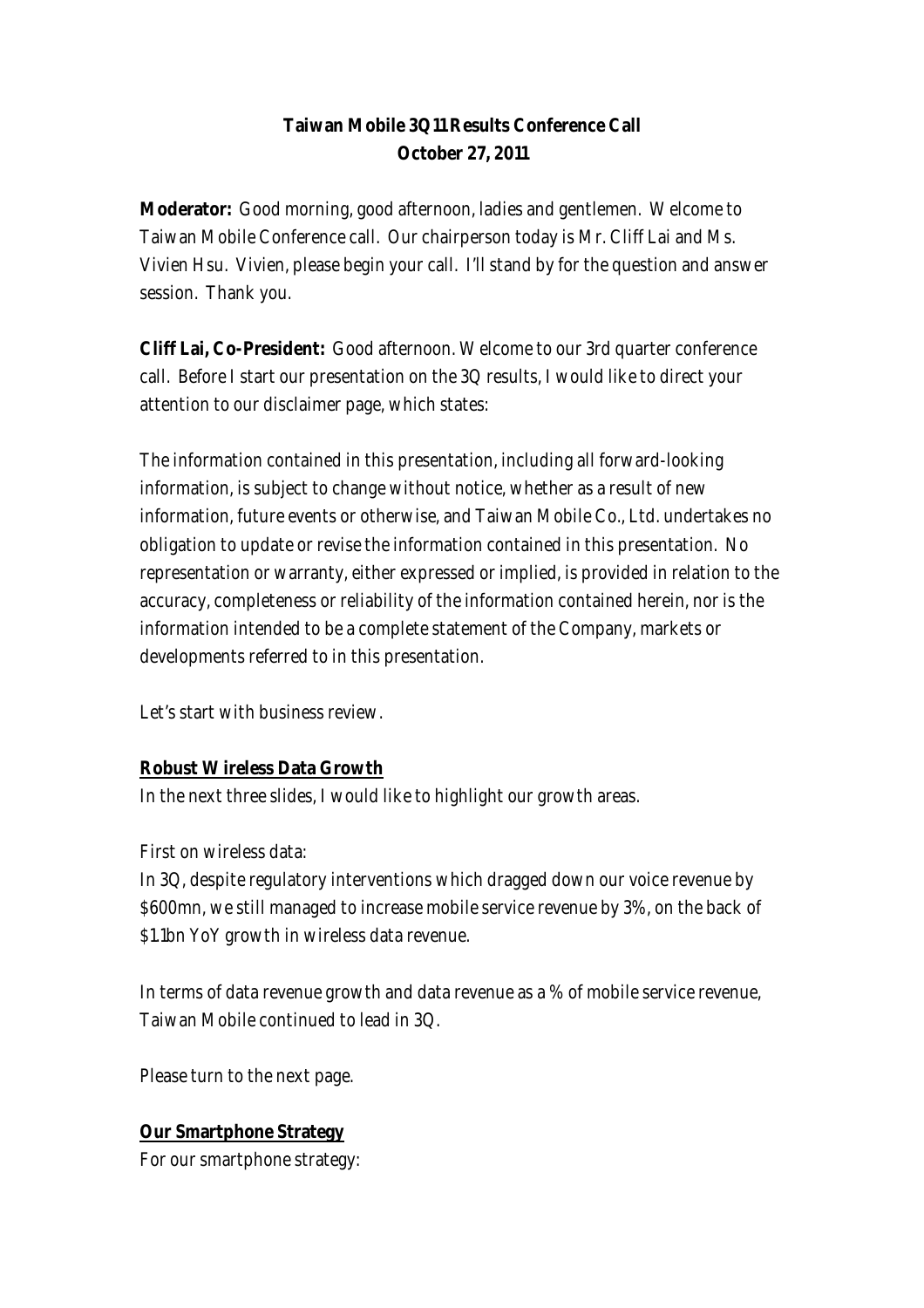**Taiwan Mobile 3Q11 Results Conference Call**
**October 27, 2011**

**Moderator:** Good morning, good afternoon, ladies and gentlemen. Welcome to Taiwan Mobile Conference call. Our chairperson today is Mr. Cliff Lai and Ms. Vivien Hsu. Vivien, please begin your call. I'll stand by for the question and answer session. Thank you.

**Cliff Lai, Co-President:** Good afternoon. Welcome to our 3rd quarter conference call. Before I start our presentation on the 3Q results, I would like to direct your attention to our disclaimer page, which states:

The information contained in this presentation, including all forward-looking information, is subject to change without notice, whether as a result of new information, future events or otherwise, and Taiwan Mobile Co., Ltd. undertakes no obligation to update or revise the information contained in this presentation. No representation or warranty, either expressed or implied, is provided in relation to the accuracy, completeness or reliability of the information contained herein, nor is the information intended to be a complete statement of the Company, markets or developments referred to in this presentation.

Let's start with business review.

**Robust Wireless Data Growth**

In the next three slides, I would like to highlight our growth areas.

First on wireless data:

In 3Q, despite regulatory interventions which dragged down our voice revenue by $600mn, we still managed to increase mobile service revenue by 3%, on the back of $1.1bn YoY growth in wireless data revenue.

In terms of data revenue growth and data revenue as a % of mobile service revenue, Taiwan Mobile continued to lead in 3Q.

Please turn to the next page.

**Our Smartphone Strategy**

For our smartphone strategy: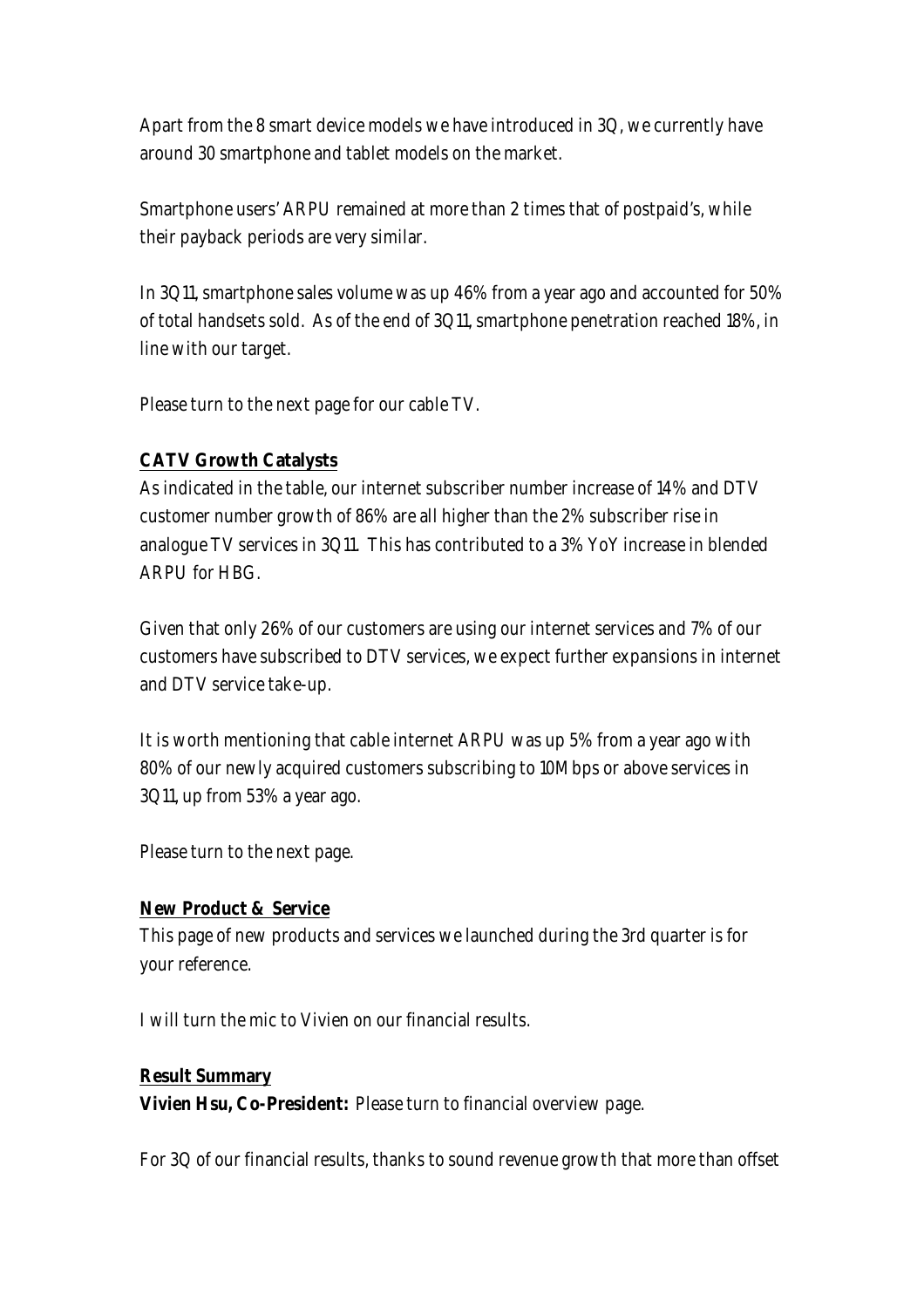Apart from the 8 smart device models we have introduced in 3Q, we currently have around 30 smartphone and tablet models on the market.

Smartphone users' ARPU remained at more than 2 times that of postpaid's, while their payback periods are very similar.

In 3Q11, smartphone sales volume was up 46% from a year ago and accounted for 50% of total handsets sold. As of the end of 3Q11, smartphone penetration reached 18%, in line with our target.

Please turn to the next page for our cable TV.

**CATV Growth Catalysts**

As indicated in the table, our internet subscriber number increase of 14% and DTV customer number growth of 86% are all higher than the 2% subscriber rise in analogue TV services in 3Q11. This has contributed to a 3% YoY increase in blended ARPU for HBG.

Given that only 26% of our customers are using our internet services and 7% of our customers have subscribed to DTV services, we expect further expansions in internet and DTV service take-up.

It is worth mentioning that cable internet ARPU was up 5% from a year ago with 80% of our newly acquired customers subscribing to 10Mbps or above services in 3Q11, up from 53% a year ago.

Please turn to the next page.

**New Product & Service**

This page of new products and services we launched during the 3rd quarter is for your reference.

I will turn the mic to Vivien on our financial results.

**Result Summary**

**Vivien Hsu, Co-President:** Please turn to financial overview page.

For 3Q of our financial results, thanks to sound revenue growth that more than offset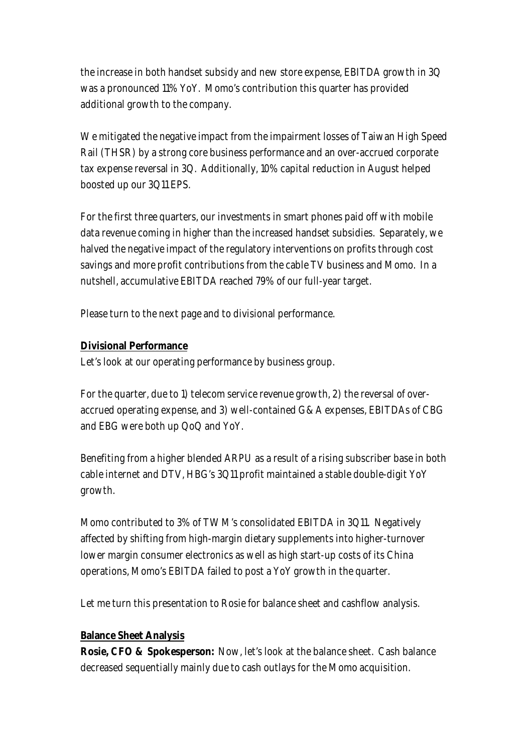the increase in both handset subsidy and new store expense, EBITDA growth in 3Q was a pronounced 11% YoY. Momo's contribution this quarter has provided additional growth to the company.

We mitigated the negative impact from the impairment losses of Taiwan High Speed Rail (THSR) by a strong core business performance and an over-accrued corporate tax expense reversal in 3Q. Additionally, 10% capital reduction in August helped boosted up our 3Q11 EPS.

For the first three quarters, our investments in smart phones paid off with mobile data revenue coming in higher than the increased handset subsidies. Separately, we halved the negative impact of the regulatory interventions on profits through cost savings and more profit contributions from the cable TV business and Momo. In a nutshell, accumulative EBITDA reached 79% of our full-year target.

Please turn to the next page and to divisional performance.

**Divisional Performance**

Let's look at our operating performance by business group.

For the quarter, due to 1) telecom service revenue growth, 2) the reversal of over-accrued operating expense, and 3) well-contained G&A expenses, EBITDAs of CBG and EBG were both up QoQ and YoY.

Benefiting from a higher blended ARPU as a result of a rising subscriber base in both cable internet and DTV, HBG's 3Q11 profit maintained a stable double-digit YoY growth.

Momo contributed to 3% of TWM's consolidated EBITDA in 3Q11. Negatively affected by shifting from high-margin dietary supplements into higher-turnover lower margin consumer electronics as well as high start-up costs of its China operations, Momo's EBITDA failed to post a YoY growth in the quarter.

Let me turn this presentation to Rosie for balance sheet and cashflow analysis.

**Balance Sheet Analysis**

**Rosie, CFO & Spokesperson:** Now, let's look at the balance sheet. Cash balance decreased sequentially mainly due to cash outlays for the Momo acquisition.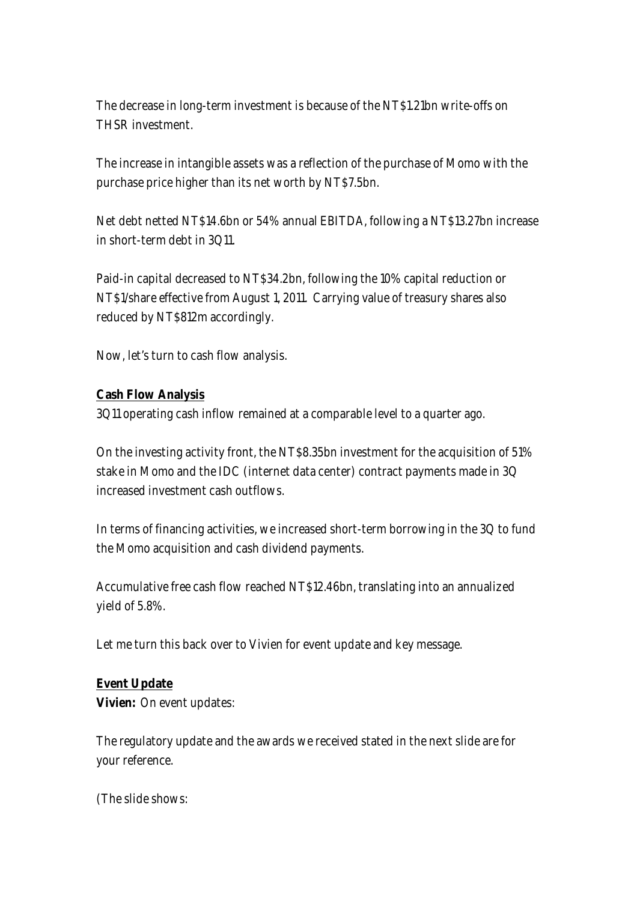The decrease in long-term investment is because of the NT$1.21bn write-offs on THSR investment.

The increase in intangible assets was a reflection of the purchase of Momo with the purchase price higher than its net worth by NT$7.5bn.

Net debt netted NT$14.6bn or 54% annual EBITDA, following a NT$13.27bn increase in short-term debt in 3Q11.

Paid-in capital decreased to NT$34.2bn, following the 10% capital reduction or NT$1/share effective from August 1, 2011. Carrying value of treasury shares also reduced by NT$812m accordingly.

Now, let's turn to cash flow analysis.

**Cash Flow Analysis**

3Q11 operating cash inflow remained at a comparable level to a quarter ago.

On the investing activity front, the NT$8.35bn investment for the acquisition of 51% stake in Momo and the IDC (internet data center) contract payments made in 3Q increased investment cash outflows.

In terms of financing activities, we increased short-term borrowing in the 3Q to fund the Momo acquisition and cash dividend payments.

Accumulative free cash flow reached NT$12.46bn, translating into an annualized yield of 5.8%.

Let me turn this back over to Vivien for event update and key message.

**Event Update**

**Vivien:** On event updates:

The regulatory update and the awards we received stated in the next slide are for your reference.

(The slide shows: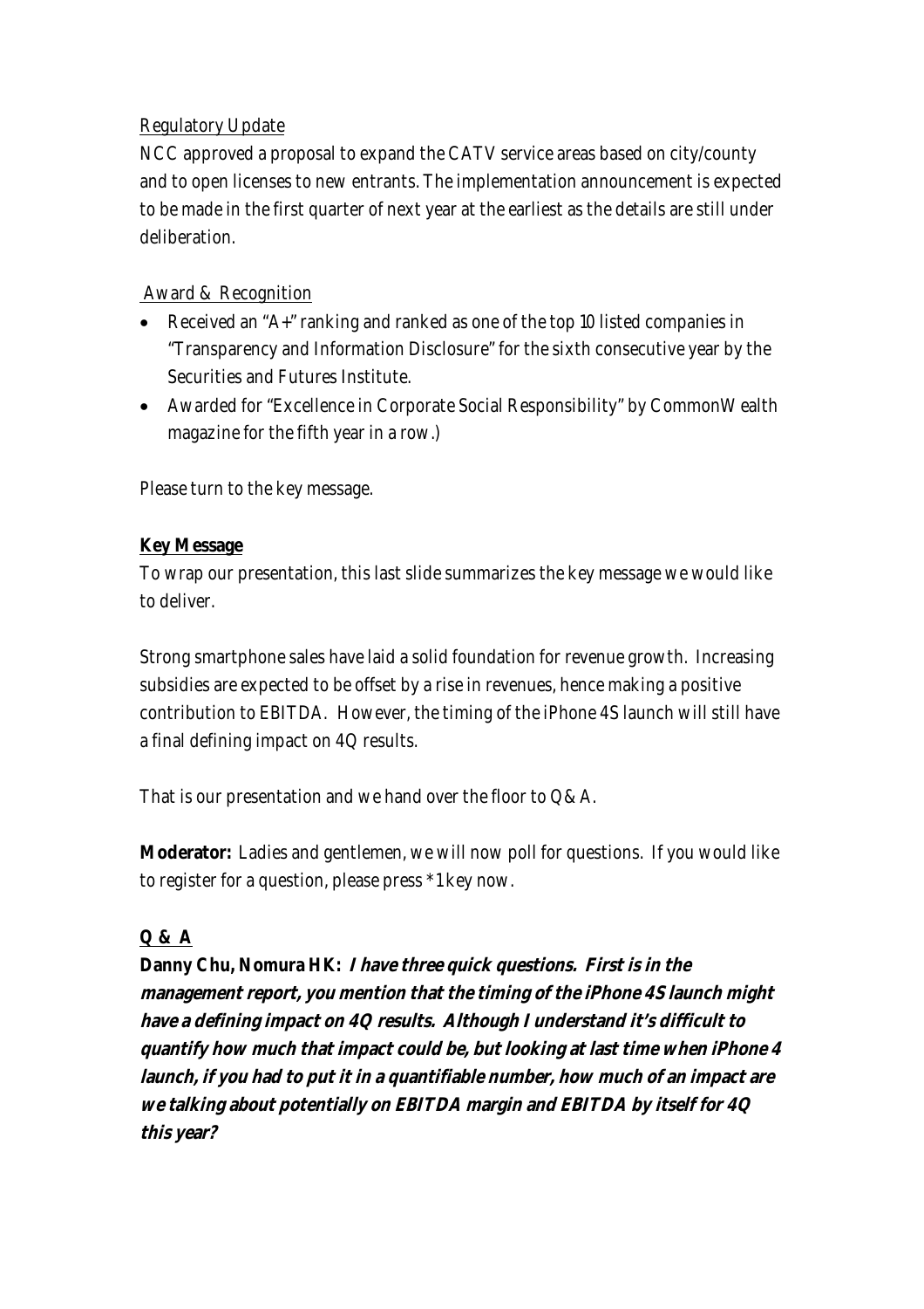Regulatory Update

NCC approved a proposal to expand the CATV service areas based on city/county and to open licenses to new entrants. The implementation announcement is expected to be made in the first quarter of next year at the earliest as the details are still under deliberation.

Award & Recognition

- Received an "A+" ranking and ranked as one of the top 10 listed companies in "Transparency and Information Disclosure" for the sixth consecutive year by the Securities and Futures Institute.
- Awarded for "Excellence in Corporate Social Responsibility" by CommonWealth magazine for the fifth year in a row.)

Please turn to the key message.

**Key Message**

To wrap our presentation, this last slide summarizes the key message we would like to deliver.

Strong smartphone sales have laid a solid foundation for revenue growth. Increasing subsidies are expected to be offset by a rise in revenues, hence making a positive contribution to EBITDA. However, the timing of the iPhone 4S launch will still have a final defining impact on 4Q results.

That is our presentation and we hand over the floor to Q&A.

**Moderator:** Ladies and gentlemen, we will now poll for questions. If you would like to register for a question, please press *1 key now.

**Q & A**

**Danny Chu, Nomura HK:** ***I have three quick questions. First is in the management report, you mention that the timing of the iPhone 4S launch might have a defining impact on 4Q results. Although I understand it's difficult to quantify how much that impact could be, but looking at last time when iPhone 4 launch, if you had to put it in a quantifiable number, how much of an impact are we talking about potentially on EBITDA margin and EBITDA by itself for 4Q this year?***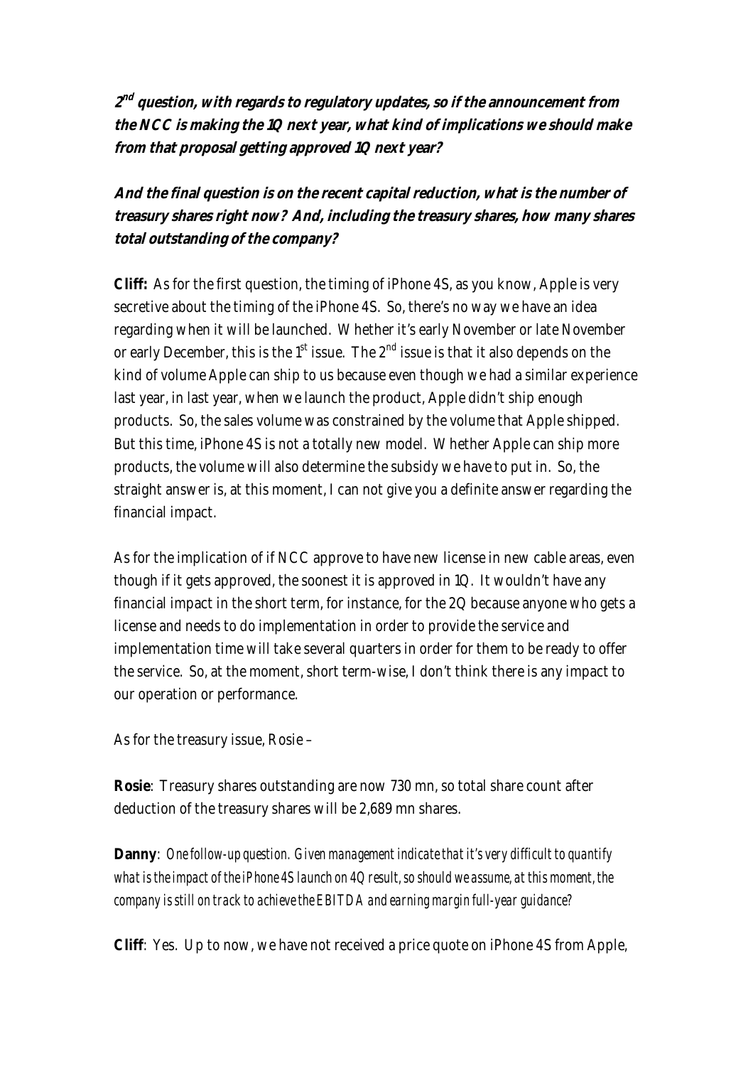**2[nd] question, with regards to regulatory updates, so if the announcement from the NCC is making the 1Q next year, what kind of implications we should make from that proposal getting approved 1Q next year?**

**And the final question is on the recent capital reduction, what is the number of treasury shares right now? And, including the treasury shares, how many shares total outstanding of the company?**

**Cliff:** As for the first question, the timing of iPhone 4S, as you know, Apple is very secretive about the timing of the iPhone 4S. So, there's no way we have an idea regarding when it will be launched. Whether it's early November or late November or early December, this is the 1[st] issue. The 2[nd] issue is that it also depends on the kind of volume Apple can ship to us because even though we had a similar experience last year, in last year, when we launch the product, Apple didn't ship enough products. So, the sales volume was constrained by the volume that Apple shipped. But this time, iPhone 4S is not a totally new model. Whether Apple can ship more products, the volume will also determine the subsidy we have to put in. So, the straight answer is, at this moment, I can not give you a definite answer regarding the financial impact.

As for the implication of if NCC approve to have new license in new cable areas, even though if it gets approved, the soonest it is approved in 1Q. It wouldn't have any financial impact in the short term, for instance, for the 2Q because anyone who gets a license and needs to do implementation in order to provide the service and implementation time will take several quarters in order for them to be ready to offer the service. So, at the moment, short term-wise, I don't think there is any impact to our operation or performance.

As for the treasury issue, Rosie –

**Rosie**: Treasury shares outstanding are now 730 mn, so total share count after deduction of the treasury shares will be 2,689 mn shares.

**Danny**: *One follow-up question. Given management indicate that it's very difficult to quantify what is the impact of the iPhone 4S launch on 4Q result, so should we assume, at this moment, the company is still on track to achieve the EBITDA and earning margin full-year guidance?*

**Cliff**: Yes. Up to now, we have not received a price quote on iPhone 4S from Apple,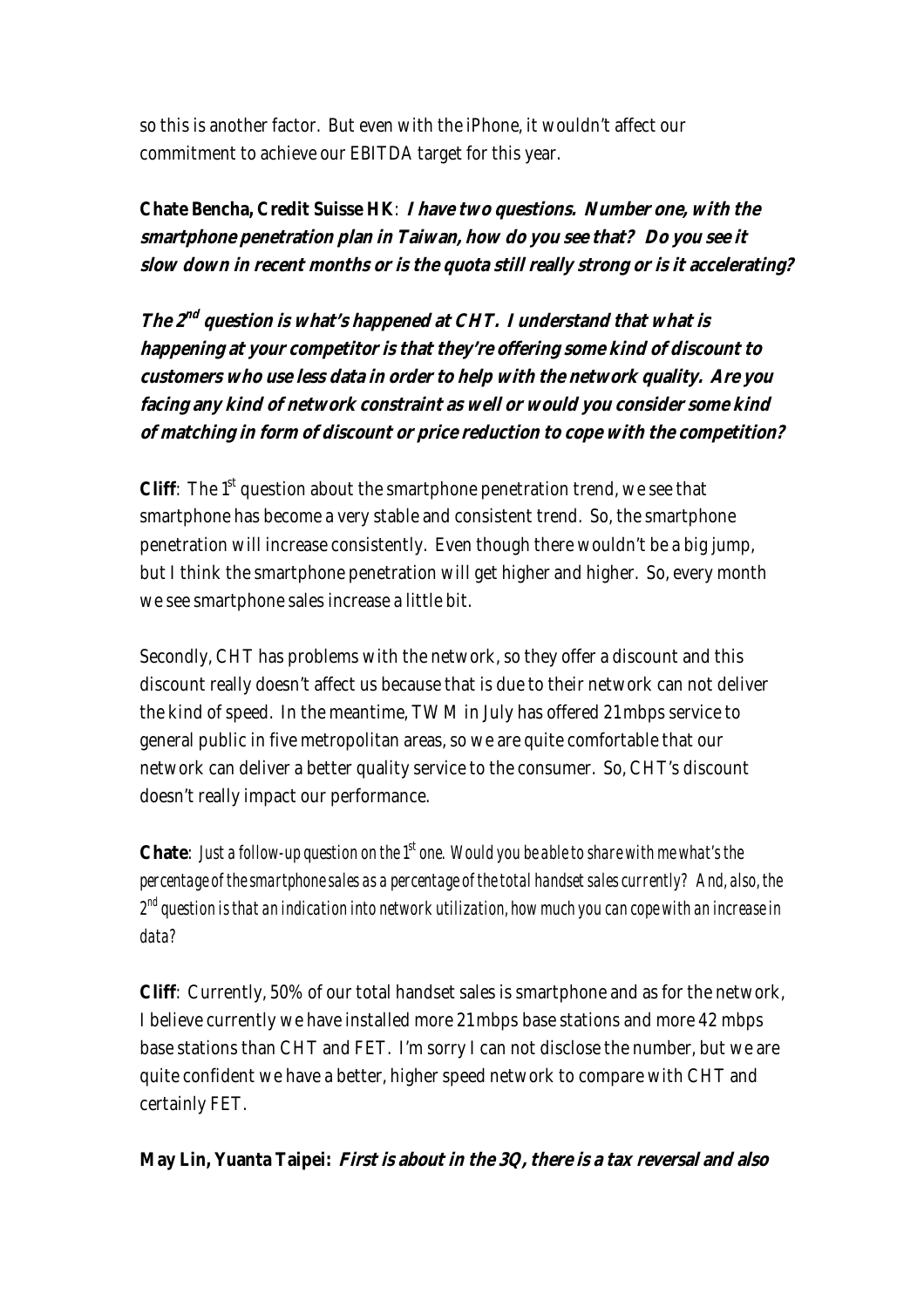so this is another factor. But even with the iPhone, it wouldn't affect our commitment to achieve our EBITDA target for this year.

**Chate Bencha, Credit Suisse HK**: ***I have two questions. Number one, with the smartphone penetration plan in Taiwan, how do you see that? Do you see it slow down in recent months or is the quota still really strong or is it accelerating?***

***The 2nd question is what's happened at CHT. I understand that what is happening at your competitor is that they're offering some kind of discount to customers who use less data in order to help with the network quality. Are you facing any kind of network constraint as well or would you consider some kind of matching in form of discount or price reduction to cope with the competition?***

**Cliff**: The 1st question about the smartphone penetration trend, we see that smartphone has become a very stable and consistent trend. So, the smartphone penetration will increase consistently. Even though there wouldn't be a big jump, but I think the smartphone penetration will get higher and higher. So, every month we see smartphone sales increase a little bit.

Secondly, CHT has problems with the network, so they offer a discount and this discount really doesn't affect us because that is due to their network can not deliver the kind of speed. In the meantime, TWM in July has offered 21mbps service to general public in five metropolitan areas, so we are quite comfortable that our network can deliver a better quality service to the consumer. So, CHT's discount doesn't really impact our performance.

**Chate**: *Just a follow-up question on the 1st one. Would you be able to share with me what's the percentage of the smartphone sales as a percentage of the total handset sales currently? And, also, the 2nd question is that an indication into network utilization, how much you can cope with an increase in data?*

**Cliff**: Currently, 50% of our total handset sales is smartphone and as for the network, I believe currently we have installed more 21mbps base stations and more 42 mbps base stations than CHT and FET. I'm sorry I can not disclose the number, but we are quite confident we have a better, higher speed network to compare with CHT and certainly FET.

**May Lin, Yuanta Taipei:** ***First is about in the 3Q, there is a tax reversal and also***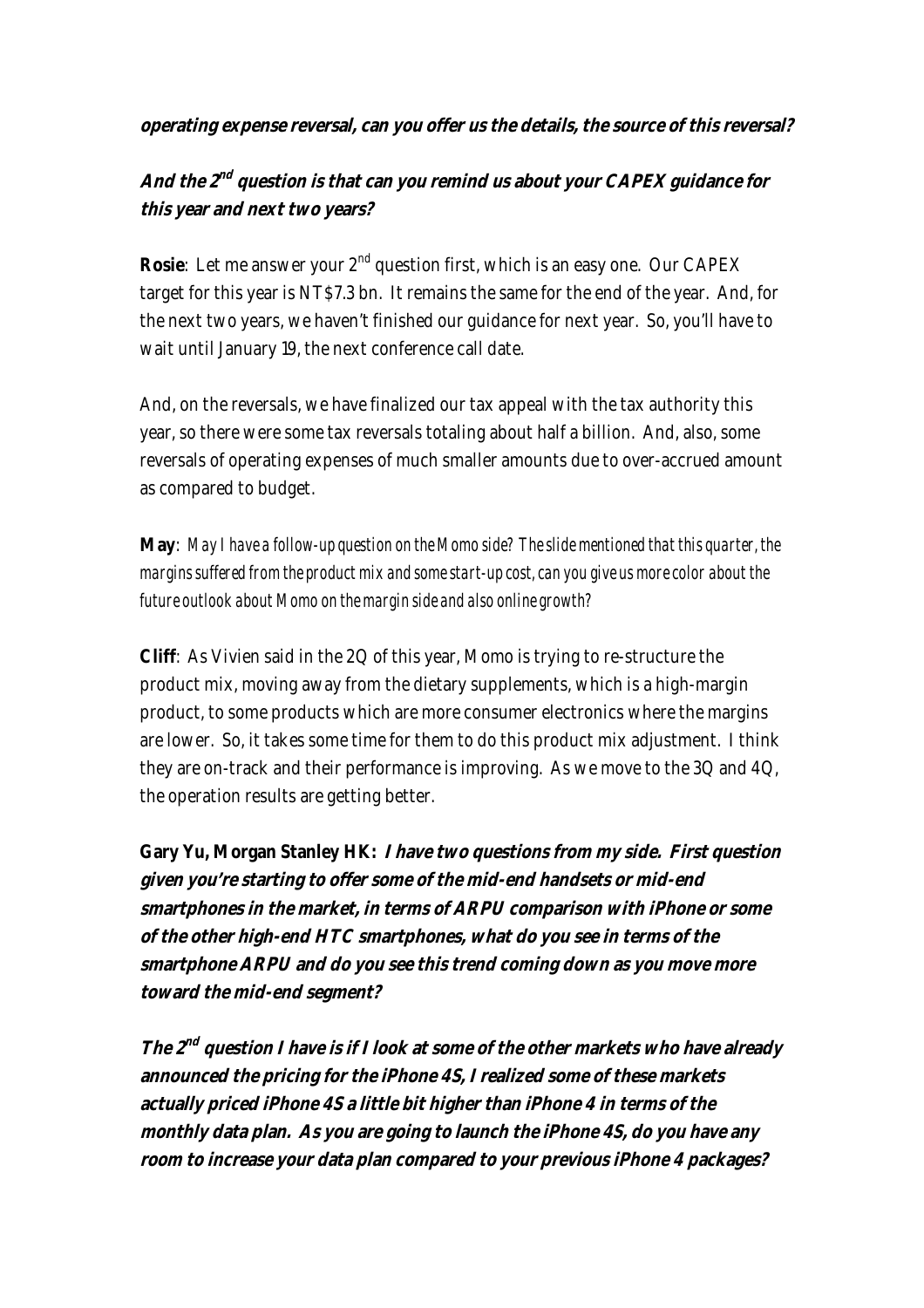***operating expense reversal, can you offer us the details, the source of this reversal?***

***And the 2nd question is that can you remind us about your CAPEX guidance for this year and next two years?***

**Rosie**: Let me answer your 2nd question first, which is an easy one. Our CAPEX target for this year is NT$7.3 bn. It remains the same for the end of the year. And, for the next two years, we haven't finished our guidance for next year. So, you'll have to wait until January 19, the next conference call date.

And, on the reversals, we have finalized our tax appeal with the tax authority this year, so there were some tax reversals totaling about half a billion. And, also, some reversals of operating expenses of much smaller amounts due to over-accrued amount as compared to budget.

**May**: *May I have a follow-up question on the Momo side? The slide mentioned that this quarter, the margins suffered from the product mix and some start-up cost, can you give us more color about the future outlook about Momo on the margin side and also online growth?*

**Cliff**: As Vivien said in the 2Q of this year, Momo is trying to re-structure the product mix, moving away from the dietary supplements, which is a high-margin product, to some products which are more consumer electronics where the margins are lower. So, it takes some time for them to do this product mix adjustment. I think they are on-track and their performance is improving. As we move to the 3Q and 4Q, the operation results are getting better.

**Gary Yu, Morgan Stanley HK:** ***I have two questions from my side. First question given you're starting to offer some of the mid-end handsets or mid-end smartphones in the market, in terms of ARPU comparison with iPhone or some of the other high-end HTC smartphones, what do you see in terms of the smartphone ARPU and do you see this trend coming down as you move more toward the mid-end segment?***

***The 2nd question I have is if I look at some of the other markets who have already announced the pricing for the iPhone 4S, I realized some of these markets actually priced iPhone 4S a little bit higher than iPhone 4 in terms of the monthly data plan. As you are going to launch the iPhone 4S, do you have any room to increase your data plan compared to your previous iPhone 4 packages?***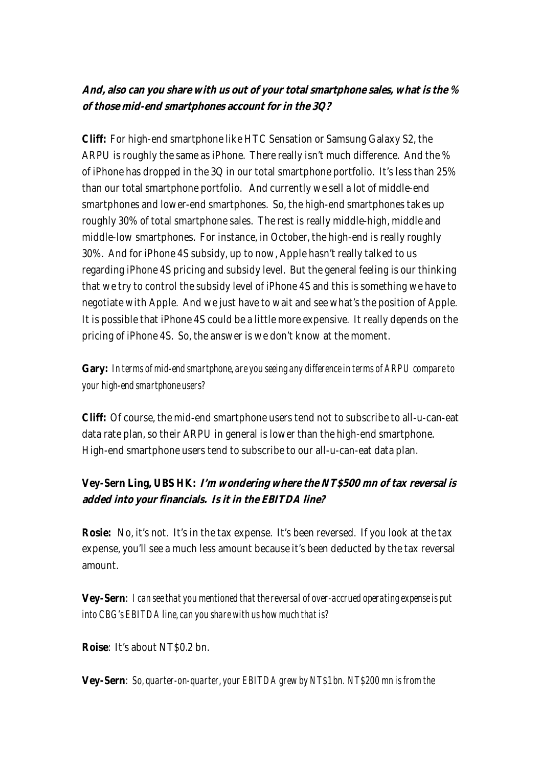***And, also can you share with us out of your total smartphone sales, what is the % of those mid-end smartphones account for in the 3Q?***

**Cliff:** For high-end smartphone like HTC Sensation or Samsung Galaxy S2, the ARPU is roughly the same as iPhone. There really isn't much difference. And the % of iPhone has dropped in the 3Q in our total smartphone portfolio. It's less than 25% than our total smartphone portfolio. And currently we sell a lot of middle-end smartphones and lower-end smartphones. So, the high-end smartphones takes up roughly 30% of total smartphone sales. The rest is really middle-high, middle and middle-low smartphones. For instance, in October, the high-end is really roughly 30%. And for iPhone 4S subsidy, up to now, Apple hasn't really talked to us regarding iPhone 4S pricing and subsidy level. But the general feeling is our thinking that we try to control the subsidy level of iPhone 4S and this is something we have to negotiate with Apple. And we just have to wait and see what's the position of Apple. It is possible that iPhone 4S could be a little more expensive. It really depends on the pricing of iPhone 4S. So, the answer is we don't know at the moment.

**Gary:** *In terms of mid-end smartphone, are you seeing any difference in terms of ARPU compare to your high-end smartphone users?*

**Cliff:** Of course, the mid-end smartphone users tend not to subscribe to all-u-can-eat data rate plan, so their ARPU in general is lower than the high-end smartphone. High-end smartphone users tend to subscribe to our all-u-can-eat data plan.

**Vey-Sern Ling, UBS HK: *I'm wondering where the NT$500 mn of tax reversal is added into your financials. Is it in the EBITDA line?***

**Rosie:** No, it's not. It's in the tax expense. It's been reversed. If you look at the tax expense, you'll see a much less amount because it's been deducted by the tax reversal amount.

**Vey-Sern**: *I can see that you mentioned that the reversal of over-accrued operating expense is put into CBG's EBITDA line, can you share with us how much that is?*

**Roise**: It's about NT$0.2 bn.

**Vey-Sern**: *So, quarter-on-quarter, your EBITDA grew by NT$1 bn. NT$200 mn is from the*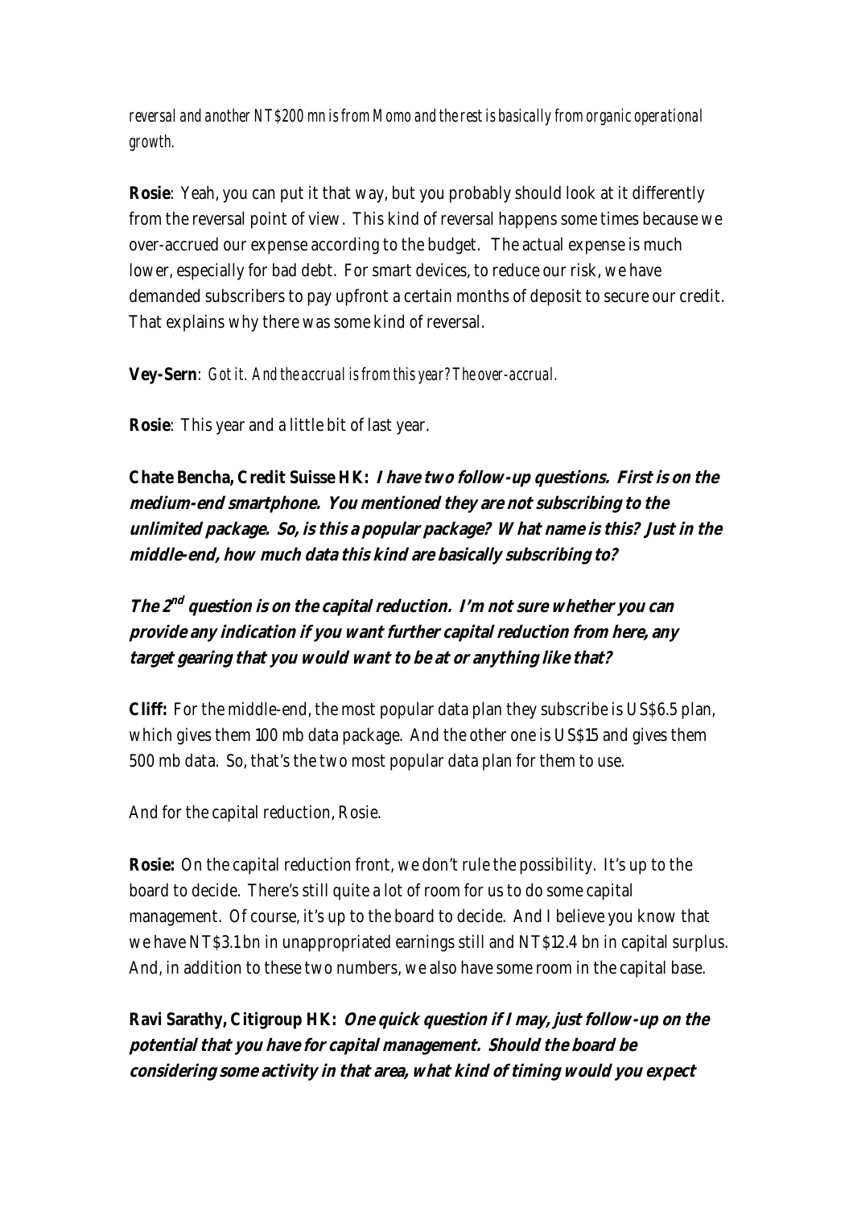*reversal and another NT$200 mn is from Momo and the rest is basically from organic operational growth.*

**Rosie**: Yeah, you can put it that way, but you probably should look at it differently from the reversal point of view. This kind of reversal happens some times because we over-accrued our expense according to the budget. The actual expense is much lower, especially for bad debt. For smart devices, to reduce our risk, we have demanded subscribers to pay upfront a certain months of deposit to secure our credit. That explains why there was some kind of reversal.

**Vey-Sern**: *Got it. And the accrual is from this year? The over-accrual.*

**Rosie**: This year and a little bit of last year.

**Chate Bencha, Credit Suisse HK:** ***I have two follow-up questions. First is on the medium-end smartphone. You mentioned they are not subscribing to the unlimited package. So, is this a popular package? What name is this? Just in the middle-end, how much data this kind are basically subscribing to?***

***The 2nd question is on the capital reduction. I'm not sure whether you can provide any indication if you want further capital reduction from here, any target gearing that you would want to be at or anything like that?***

**Cliff:** For the middle-end, the most popular data plan they subscribe is US$6.5 plan, which gives them 100 mb data package. And the other one is US$15 and gives them 500 mb data. So, that's the two most popular data plan for them to use.

And for the capital reduction, Rosie.

**Rosie:** On the capital reduction front, we don't rule the possibility. It's up to the board to decide. There's still quite a lot of room for us to do some capital management. Of course, it's up to the board to decide. And I believe you know that we have NT$3.1 bn in unappropriated earnings still and NT$12.4 bn in capital surplus. And, in addition to these two numbers, we also have some room in the capital base.

**Ravi Sarathy, Citigroup HK:** ***One quick question if I may, just follow-up on the potential that you have for capital management. Should the board be considering some activity in that area, what kind of timing would you expect***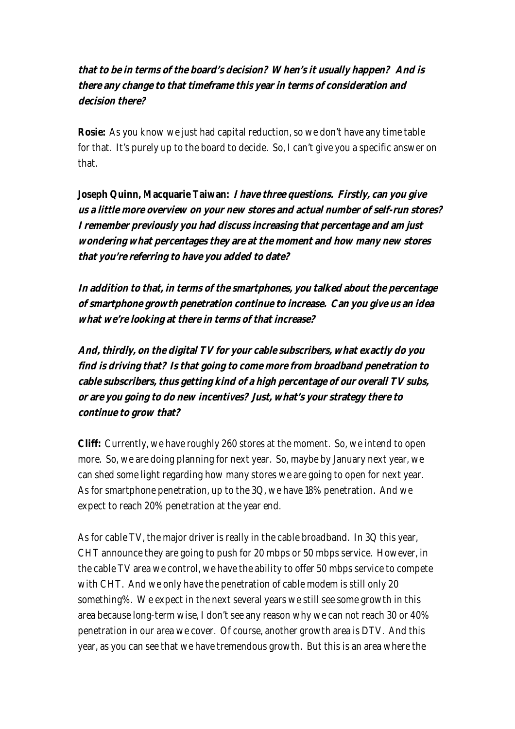**that to be in terms of the board's decision? When's it usually happen? And is there any change to that timeframe this year in terms of consideration and decision there?**

**Rosie:** As you know we just had capital reduction, so we don't have any time table for that. It's purely up to the board to decide. So, I can't give you a specific answer on that.

**Joseph Quinn, Macquarie Taiwan:** ***I have three questions. Firstly, can you give us a little more overview on your new stores and actual number of self-run stores? I remember previously you had discuss increasing that percentage and am just wondering what percentages they are at the moment and how many new stores that you're referring to have you added to date?***

***In addition to that, in terms of the smartphones, you talked about the percentage of smartphone growth penetration continue to increase. Can you give us an idea what we're looking at there in terms of that increase?***

***And, thirdly, on the digital TV for your cable subscribers, what exactly do you find is driving that? Is that going to come more from broadband penetration to cable subscribers, thus getting kind of a high percentage of our overall TV subs, or are you going to do new incentives? Just, what's your strategy there to continue to grow that?***

**Cliff:** Currently, we have roughly 260 stores at the moment. So, we intend to open more. So, we are doing planning for next year. So, maybe by January next year, we can shed some light regarding how many stores we are going to open for next year. As for smartphone penetration, up to the 3Q, we have 18% penetration. And we expect to reach 20% penetration at the year end.

As for cable TV, the major driver is really in the cable broadband. In 3Q this year, CHT announce they are going to push for 20 mbps or 50 mbps service. However, in the cable TV area we control, we have the ability to offer 50 mbps service to compete with CHT. And we only have the penetration of cable modem is still only 20 something%. We expect in the next several years we still see some growth in this area because long-term wise, I don't see any reason why we can not reach 30 or 40% penetration in our area we cover. Of course, another growth area is DTV. And this year, as you can see that we have tremendous growth. But this is an area where the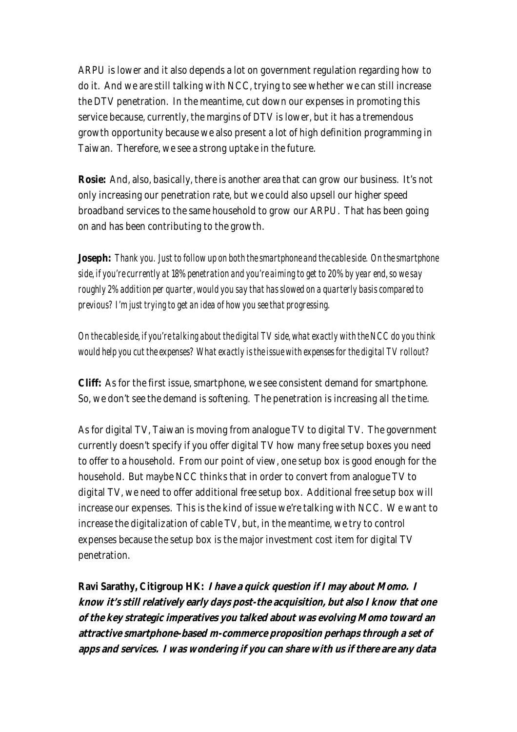ARPU is lower and it also depends a lot on government regulation regarding how to do it. And we are still talking with NCC, trying to see whether we can still increase the DTV penetration. In the meantime, cut down our expenses in promoting this service because, currently, the margins of DTV is lower, but it has a tremendous growth opportunity because we also present a lot of high definition programming in Taiwan. Therefore, we see a strong uptake in the future.

**Rosie:** And, also, basically, there is another area that can grow our business. It's not only increasing our penetration rate, but we could also upsell our higher speed broadband services to the same household to grow our ARPU. That has been going on and has been contributing to the growth.

**Joseph:** *Thank you. Just to follow up on both the smartphone and the cable side. On the smartphone side, if you're currently at 18% penetration and you're aiming to get to 20% by year end, so we say roughly 2% addition per quarter, would you say that has slowed on a quarterly basis compared to previous? I'm just trying to get an idea of how you see that progressing.*

*On the cable side, if you're talking about the digital TV side, what exactly with the NCC do you think would help you cut the expenses? What exactly is the issue with expenses for the digital TV rollout?*

**Cliff:** As for the first issue, smartphone, we see consistent demand for smartphone. So, we don't see the demand is softening. The penetration is increasing all the time.

As for digital TV, Taiwan is moving from analogue TV to digital TV. The government currently doesn't specify if you offer digital TV how many free setup boxes you need to offer to a household. From our point of view, one setup box is good enough for the household. But maybe NCC thinks that in order to convert from analogue TV to digital TV, we need to offer additional free setup box. Additional free setup box will increase our expenses. This is the kind of issue we're talking with NCC. We want to increase the digitalization of cable TV, but, in the meantime, we try to control expenses because the setup box is the major investment cost item for digital TV penetration.

**Ravi Sarathy, Citigroup HK:** ***I have a quick question if I may about Momo. I know it's still relatively early days post-the acquisition, but also I know that one of the key strategic imperatives you talked about was evolving Momo toward an attractive smartphone-based m-commerce proposition perhaps through a set of apps and services. I was wondering if you can share with us if there are any data***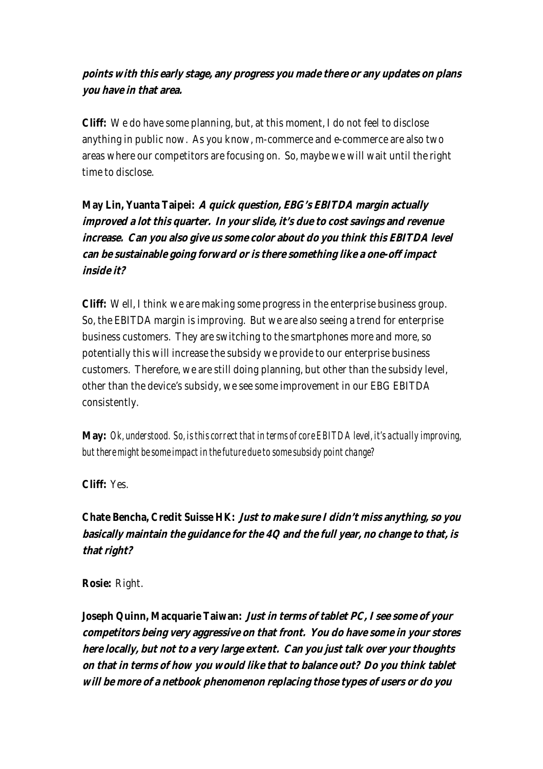***points with this early stage, any progress you made there or any updates on plans you have in that area.***

**Cliff:** We do have some planning, but, at this moment, I do not feel to disclose anything in public now. As you know, m-commerce and e-commerce are also two areas where our competitors are focusing on. So, maybe we will wait until the right time to disclose.

**May Lin, Yuanta Taipei:** ***A quick question, EBG's EBITDA margin actually improved a lot this quarter. In your slide, it's due to cost savings and revenue increase. Can you also give us some color about do you think this EBITDA level can be sustainable going forward or is there something like a one-off impact inside it?***

**Cliff:** Well, I think we are making some progress in the enterprise business group. So, the EBITDA margin is improving. But we are also seeing a trend for enterprise business customers. They are switching to the smartphones more and more, so potentially this will increase the subsidy we provide to our enterprise business customers. Therefore, we are still doing planning, but other than the subsidy level, other than the device's subsidy, we see some improvement in our EBG EBITDA consistently.

**May:** *Ok, understood. So, is this correct that in terms of core EBITDA level, it's actually improving, but there might be some impact in the future due to some subsidy point change?*

**Cliff:** Yes.

**Chate Bencha, Credit Suisse HK:** ***Just to make sure I didn't miss anything, so you basically maintain the guidance for the 4Q and the full year, no change to that, is that right?***

**Rosie:** Right.

**Joseph Quinn, Macquarie Taiwan:** ***Just in terms of tablet PC, I see some of your competitors being very aggressive on that front. You do have some in your stores here locally, but not to a very large extent. Can you just talk over your thoughts on that in terms of how you would like that to balance out? Do you think tablet will be more of a netbook phenomenon replacing those types of users or do you***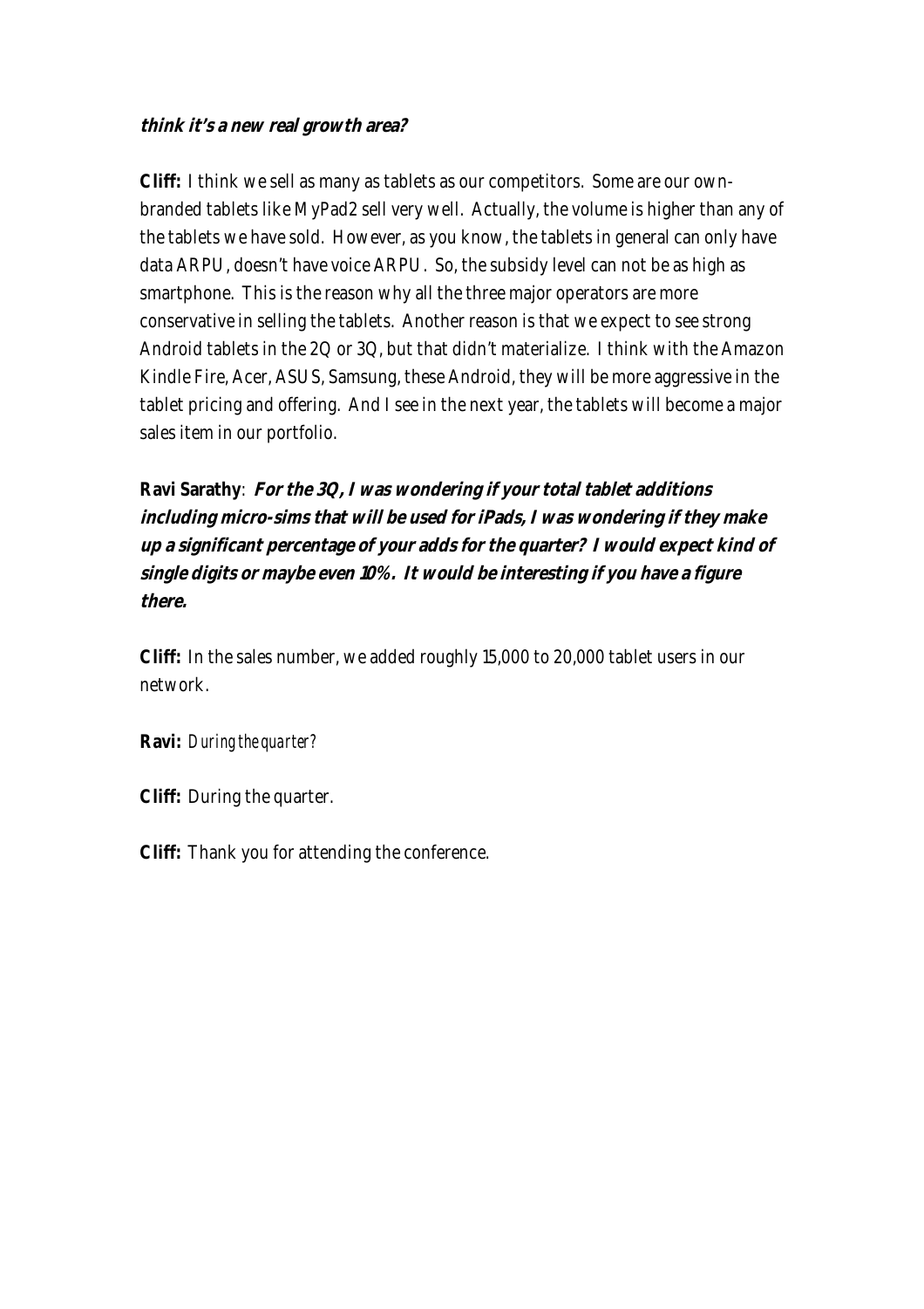**_think it's a new real growth area?_**

**Cliff:** I think we sell as many as tablets as our competitors. Some are our own-branded tablets like MyPad2 sell very well. Actually, the volume is higher than any of the tablets we have sold. However, as you know, the tablets in general can only have data ARPU, doesn't have voice ARPU. So, the subsidy level can not be as high as smartphone. This is the reason why all the three major operators are more conservative in selling the tablets. Another reason is that we expect to see strong Android tablets in the 2Q or 3Q, but that didn't materialize. I think with the Amazon Kindle Fire, Acer, ASUS, Samsung, these Android, they will be more aggressive in the tablet pricing and offering. And I see in the next year, the tablets will become a major sales item in our portfolio.

**Ravi Sarathy**: **_For the 3Q, I was wondering if your total tablet additions including micro-sims that will be used for iPads, I was wondering if they make up a significant percentage of your adds for the quarter? I would expect kind of single digits or maybe even 10%. It would be interesting if you have a figure there._**

**Cliff:** In the sales number, we added roughly 15,000 to 20,000 tablet users in our network.

**Ravi:** *During the quarter?*

**Cliff:** During the quarter.

**Cliff:** Thank you for attending the conference.